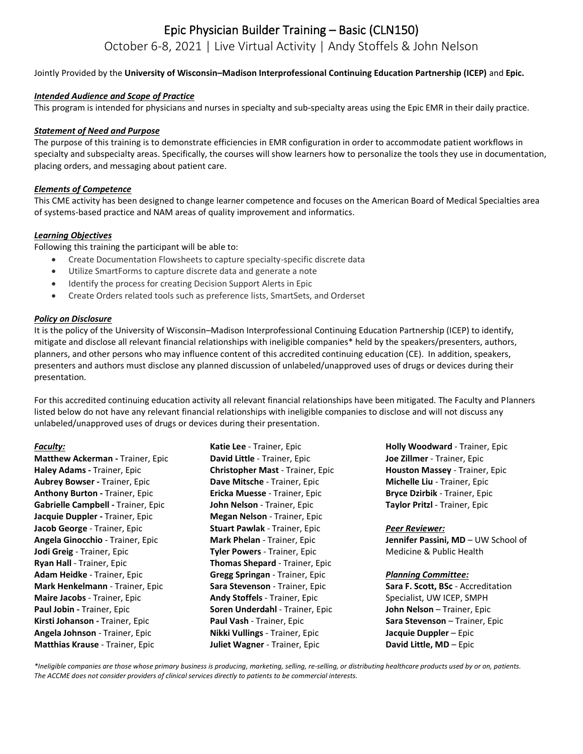# Epic Physician Builder Training – Basic (CLN150)

October 6-8, 2021 | Live Virtual Activity | Andy Stoffels & John Nelson

Jointly Provided by the **University of Wisconsin–Madison Interprofessional Continuing Education Partnership (ICEP)** and **Epic.**

***Intended Audience and Scope of Practice***

This program is intended for physicians and nurses in specialty and sub-specialty areas using the Epic EMR in their daily practice.

***Statement of Need and Purpose***

The purpose of this training is to demonstrate efficiencies in EMR configuration in order to accommodate patient workflows in specialty and subspecialty areas. Specifically, the courses will show learners how to personalize the tools they use in documentation, placing orders, and messaging about patient care.

***Elements of Competence***

This CME activity has been designed to change learner competence and focuses on the American Board of Medical Specialties area of systems-based practice and NAM areas of quality improvement and informatics.

***Learning Objectives***

Following this training the participant will be able to:

- Create Documentation Flowsheets to capture specialty-specific discrete data
- Utilize SmartForms to capture discrete data and generate a note
- Identify the process for creating Decision Support Alerts in Epic
- Create Orders related tools such as preference lists, SmartSets, and Orderset

***Policy on Disclosure***

It is the policy of the University of Wisconsin–Madison Interprofessional Continuing Education Partnership (ICEP) to identify, mitigate and disclose all relevant financial relationships with ineligible companies* held by the speakers/presenters, authors, planners, and other persons who may influence content of this accredited continuing education (CE). In addition, speakers, presenters and authors must disclose any planned discussion of unlabeled/unapproved uses of drugs or devices during their presentation.

For this accredited continuing education activity all relevant financial relationships have been mitigated. The Faculty and Planners listed below do not have any relevant financial relationships with ineligible companies to disclose and will not discuss any unlabeled/unapproved uses of drugs or devices during their presentation.

***Faculty:***

**Matthew Ackerman -** Trainer, Epic
**Haley Adams -** Trainer, Epic
**Aubrey Bowser -** Trainer, Epic
**Anthony Burton -** Trainer, Epic
**Gabrielle Campbell -** Trainer, Epic
**Jacquie Duppler -** Trainer, Epic
**Jacob George** - Trainer, Epic
**Angela Ginocchio** - Trainer, Epic
**Jodi Greig** - Trainer, Epic
**Ryan Hall** - Trainer, Epic
**Adam Heidke** - Trainer, Epic
**Mark Henkelmann** - Trainer, Epic
**Maire Jacobs** - Trainer, Epic
**Paul Jobin -** Trainer, Epic
**Kirsti Johanson -** Trainer, Epic
**Angela Johnson** - Trainer, Epic
**Matthias Krause** - Trainer, Epic
**Katie Lee** - Trainer, Epic
**David Little** - Trainer, Epic
**Christopher Mast** - Trainer, Epic
**Dave Mitsche** - Trainer, Epic
**Ericka Muesse** - Trainer, Epic
**John Nelson** - Trainer, Epic
**Megan Nelson** - Trainer, Epic
**Stuart Pawlak** - Trainer, Epic
**Mark Phelan** - Trainer, Epic
**Tyler Powers** - Trainer, Epic
**Thomas Shepard** - Trainer, Epic
**Gregg Springan** - Trainer, Epic
**Sara Stevenson** - Trainer, Epic
**Andy Stoffels** - Trainer, Epic
**Soren Underdahl** - Trainer, Epic
**Paul Vash** - Trainer, Epic
**Nikki Vullings** - Trainer, Epic
**Juliet Wagner** - Trainer, Epic
**Holly Woodward** - Trainer, Epic
**Joe Zillmer** - Trainer, Epic
**Houston Massey** - Trainer, Epic
**Michelle Liu** - Trainer, Epic
**Bryce Dzirbik** - Trainer, Epic
**Taylor Pritzl** - Trainer, Epic

***Peer Reviewer:***

**Jennifer Passini, MD** – UW School of Medicine & Public Health

***Planning Committee:***

**Sara F. Scott, BSc** - Accreditation Specialist, UW ICEP, SMPH
**John Nelson** – Trainer, Epic
**Sara Stevenson** – Trainer, Epic
**Jacquie Duppler** – Epic
**David Little, MD** – Epic

**Ineligible companies are those whose primary business is producing, marketing, selling, re-selling, or distributing healthcare products used by or on, patients. The ACCME does not consider providers of clinical services directly to patients to be commercial interests.*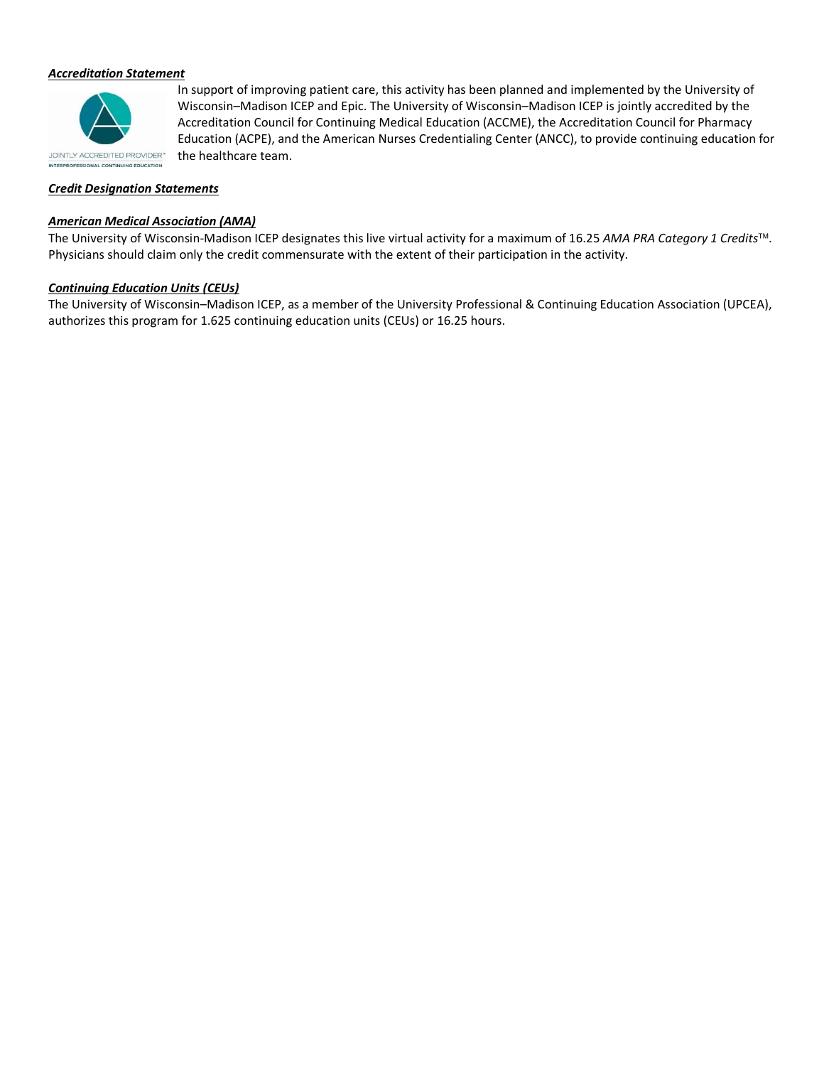***Accreditation Statement***

JOINTLY ACCREDITED PROVIDER™
INTERPROFESSIONAL CONTINUING EDUCATION

In support of improving patient care, this activity has been planned and implemented by the University of Wisconsin–Madison ICEP and Epic. The University of Wisconsin–Madison ICEP is jointly accredited by the Accreditation Council for Continuing Medical Education (ACCME), the Accreditation Council for Pharmacy Education (ACPE), and the American Nurses Credentialing Center (ANCC), to provide continuing education for the healthcare team.

***Credit Designation Statements***

***American Medical Association (AMA)***

The University of Wisconsin-Madison ICEP designates this live virtual activity for a maximum of 16.25 *AMA PRA Category 1 Credits*™. Physicians should claim only the credit commensurate with the extent of their participation in the activity.

***Continuing Education Units (CEUs)***

The University of Wisconsin–Madison ICEP, as a member of the University Professional & Continuing Education Association (UPCEA), authorizes this program for 1.625 continuing education units (CEUs) or 16.25 hours.